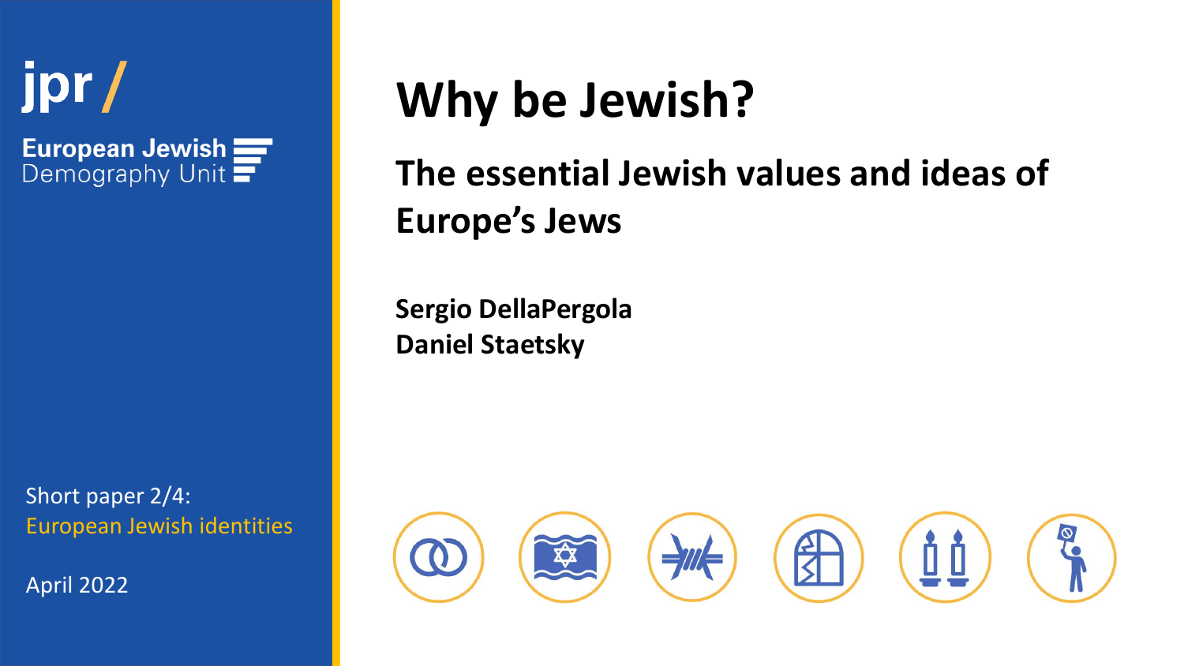jpr /

European Jewish Demography Unit

# Why be Jewish?

## The essential Jewish values and ideas of Europe's Jews

**Sergio DellaPergola**
**Daniel Staetsky**

Short paper 2/4:
European Jewish identities

April 2022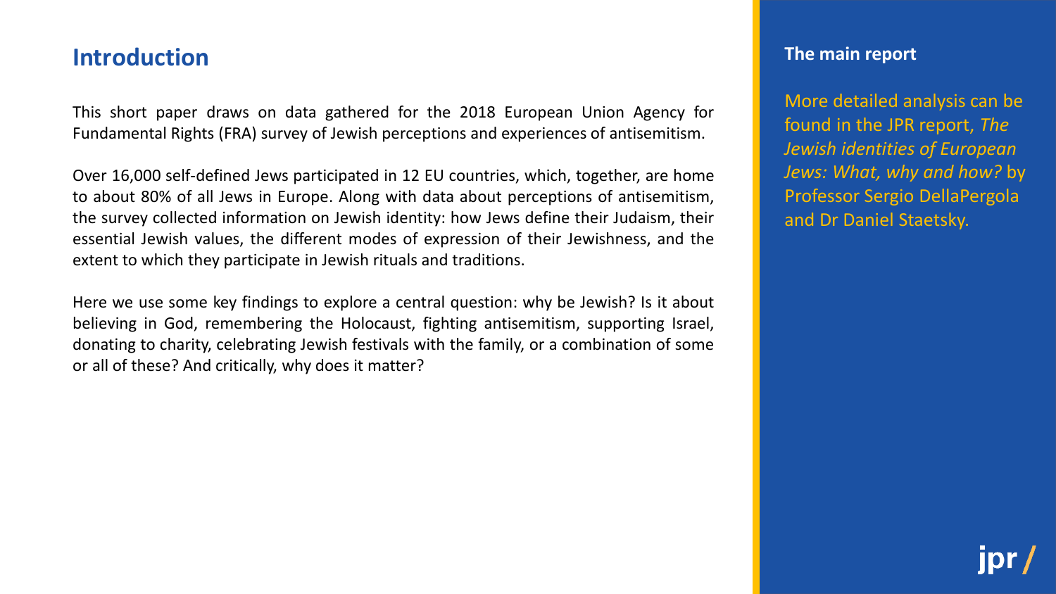## Introduction

This short paper draws on data gathered for the 2018 European Union Agency for Fundamental Rights (FRA) survey of Jewish perceptions and experiences of antisemitism.

Over 16,000 self-defined Jews participated in 12 EU countries, which, together, are home to about 80% of all Jews in Europe. Along with data about perceptions of antisemitism, the survey collected information on Jewish identity: how Jews define their Judaism, their essential Jewish values, the different modes of expression of their Jewishness, and the extent to which they participate in Jewish rituals and traditions.

Here we use some key findings to explore a central question: why be Jewish? Is it about believing in God, remembering the Holocaust, fighting antisemitism, supporting Israel, donating to charity, celebrating Jewish festivals with the family, or a combination of some or all of these? And critically, why does it matter?

**The main report**

More detailed analysis can be found in the JPR report, *The Jewish identities of European Jews: What, why and how?* by Professor Sergio DellaPergola and Dr Daniel Staetsky.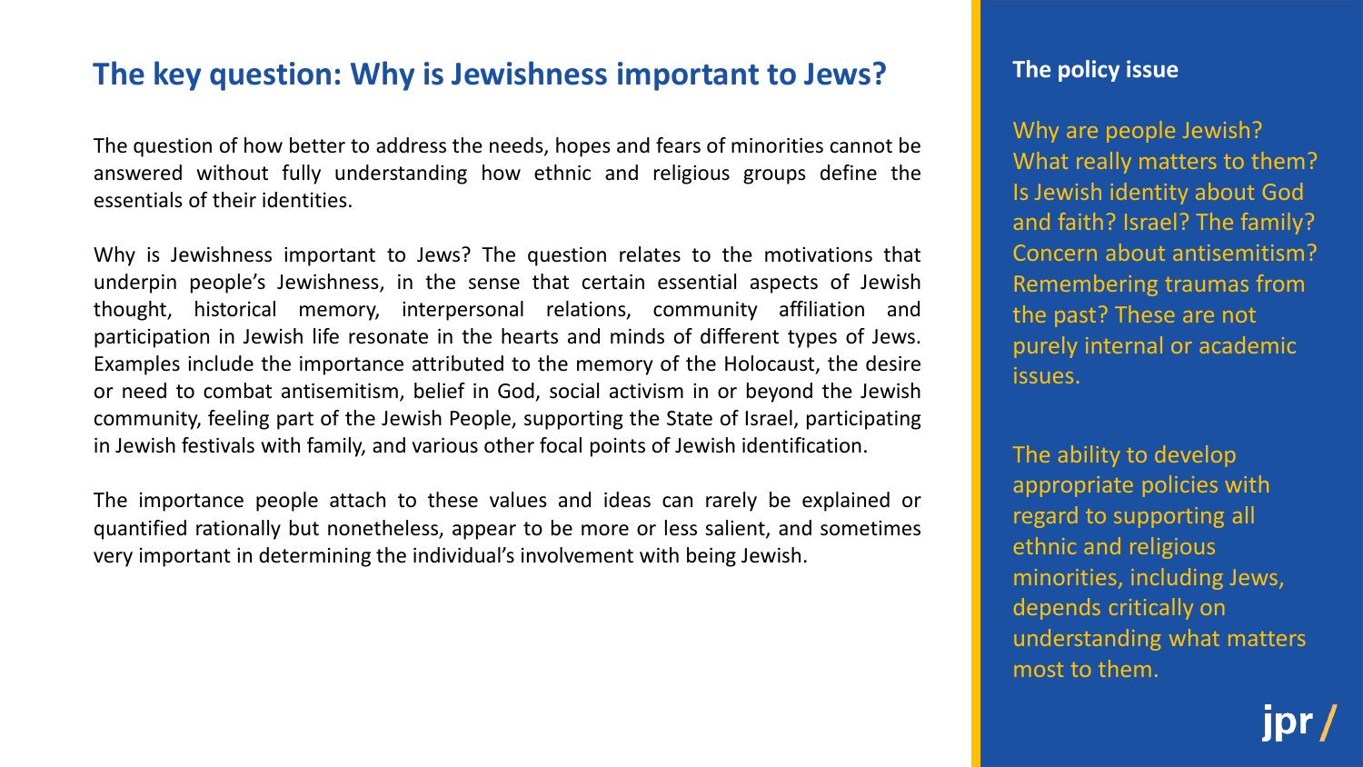## The key question: Why is Jewishness important to Jews?

The question of how better to address the needs, hopes and fears of minorities cannot be answered without fully understanding how ethnic and religious groups define the essentials of their identities.

Why is Jewishness important to Jews? The question relates to the motivations that underpin people's Jewishness, in the sense that certain essential aspects of Jewish thought, historical memory, interpersonal relations, community affiliation and participation in Jewish life resonate in the hearts and minds of different types of Jews. Examples include the importance attributed to the memory of the Holocaust, the desire or need to combat antisemitism, belief in God, social activism in or beyond the Jewish community, feeling part of the Jewish People, supporting the State of Israel, participating in Jewish festivals with family, and various other focal points of Jewish identification.

The importance people attach to these values and ideas can rarely be explained or quantified rationally but nonetheless, appear to be more or less salient, and sometimes very important in determining the individual's involvement with being Jewish.

### The policy issue

Why are people Jewish? What really matters to them? Is Jewish identity about God and faith? Israel? The family? Concern about antisemitism? Remembering traumas from the past? These are not purely internal or academic issues.

The ability to develop appropriate policies with regard to supporting all ethnic and religious minorities, including Jews, depends critically on understanding what matters most to them.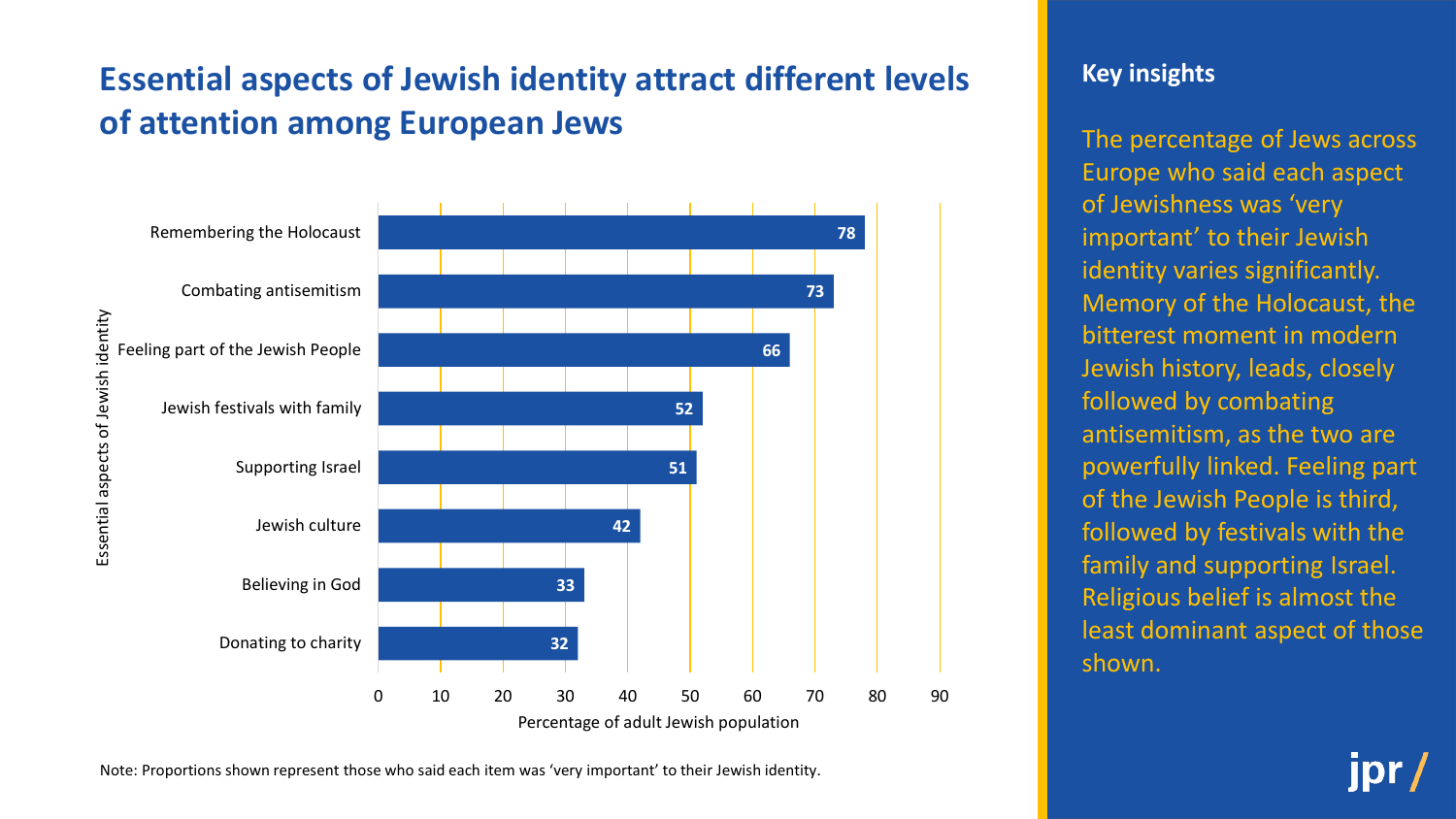## Essential aspects of Jewish identity attract different levels of attention among European Jews

| Essential aspects of Jewish identity | Percentage of adult Jewish population |
|---|---|
| Remembering the Holocaust | 78 |
| Combating antisemitism | 73 |
| Feeling part of the Jewish People | 66 |
| Jewish festivals with family | 52 |
| Supporting Israel | 51 |
| Jewish culture | 42 |
| Believing in God | 33 |
| Donating to charity | 32 |

Note: Proportions shown represent those who said each item was 'very important' to their Jewish identity.

### Key insights

The percentage of Jews across Europe who said each aspect of Jewishness was 'very important' to their Jewish identity varies significantly. Memory of the Holocaust, the bitterest moment in modern Jewish history, leads, closely followed by combating antisemitism, as the two are powerfully linked. Feeling part of the Jewish People is third, followed by festivals with the family and supporting Israel. Religious belief is almost the least dominant aspect of those shown.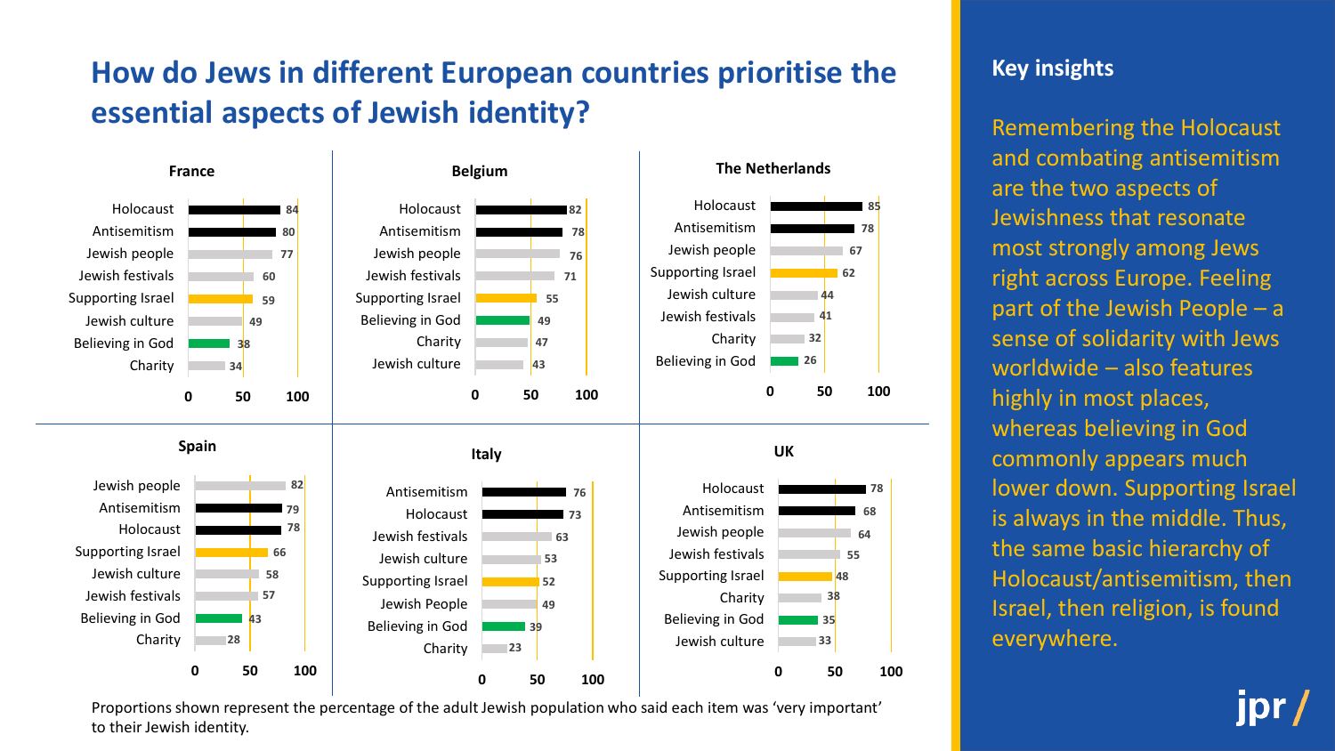# How do Jews in different European countries prioritise the essential aspects of Jewish identity?

### France

| Aspect | % |
|---|---|
| Holocaust | 84 |
| Antisemitism | 80 |
| Jewish people | 77 |
| Jewish festivals | 60 |
| Supporting Israel | 59 |
| Jewish culture | 49 |
| Believing in God | 38 |
| Charity | 34 |

### Belgium

| Aspect | % |
|---|---|
| Holocaust | 82 |
| Antisemitism | 78 |
| Jewish people | 76 |
| Jewish festivals | 71 |
| Supporting Israel | 55 |
| Believing in God | 49 |
| Charity | 47 |
| Jewish culture | 43 |

### The Netherlands

| Aspect | % |
|---|---|
| Holocaust | 85 |
| Antisemitism | 78 |
| Jewish people | 67 |
| Supporting Israel | 62 |
| Jewish culture | 44 |
| Jewish festivals | 41 |
| Charity | 32 |
| Believing in God | 26 |

### Spain

| Aspect | % |
|---|---|
| Jewish people | 82 |
| Antisemitism | 79 |
| Holocaust | 78 |
| Supporting Israel | 66 |
| Jewish culture | 58 |
| Jewish festivals | 57 |
| Believing in God | 43 |
| Charity | 28 |

### Italy

| Aspect | % |
|---|---|
| Antisemitism | 76 |
| Holocaust | 73 |
| Jewish festivals | 63 |
| Jewish culture | 53 |
| Supporting Israel | 52 |
| Jewish People | 49 |
| Believing in God | 39 |
| Charity | 23 |

### UK

| Aspect | % |
|---|---|
| Holocaust | 78 |
| Antisemitism | 68 |
| Jewish people | 64 |
| Jewish festivals | 55 |
| Supporting Israel | 48 |
| Charity | 38 |
| Believing in God | 35 |
| Jewish culture | 33 |

Proportions shown represent the percentage of the adult Jewish population who said each item was 'very important' to their Jewish identity.

## Key insights

Remembering the Holocaust and combating antisemitism are the two aspects of Jewishness that resonate most strongly among Jews right across Europe. Feeling part of the Jewish People – a sense of solidarity with Jews worldwide – also features highly in most places, whereas believing in God commonly appears much lower down. Supporting Israel is always in the middle. Thus, the same basic hierarchy of Holocaust/antisemitism, then Israel, then religion, is found everywhere.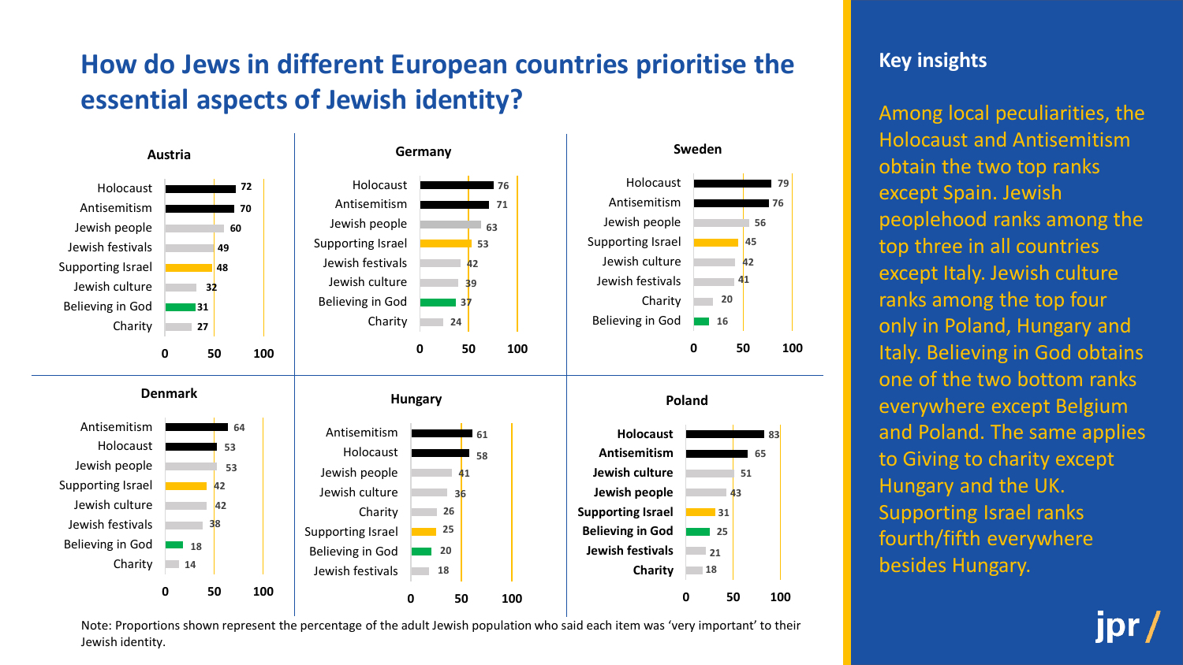# How do Jews in different European countries prioritise the essential aspects of Jewish identity?

### Austria

| Item | % |
|---|---|
| Holocaust | 72 |
| Antisemitism | 70 |
| Jewish people | 60 |
| Jewish festivals | 49 |
| Supporting Israel | 48 |
| Jewish culture | 32 |
| Believing in God | 31 |
| Charity | 27 |

### Germany

| Item | % |
|---|---|
| Holocaust | 76 |
| Antisemitism | 71 |
| Jewish people | 63 |
| Supporting Israel | 53 |
| Jewish festivals | 42 |
| Jewish culture | 39 |
| Believing in God | 37 |
| Charity | 24 |

### Sweden

| Item | % |
|---|---|
| Holocaust | 79 |
| Antisemitism | 76 |
| Jewish people | 56 |
| Supporting Israel | 45 |
| Jewish culture | 42 |
| Jewish festivals | 41 |
| Charity | 20 |
| Believing in God | 16 |

### Denmark

| Item | % |
|---|---|
| Antisemitism | 64 |
| Holocaust | 53 |
| Jewish people | 53 |
| Supporting Israel | 42 |
| Jewish culture | 42 |
| Jewish festivals | 38 |
| Believing in God | 18 |
| Charity | 14 |

### Hungary

| Item | % |
|---|---|
| Antisemitism | 61 |
| Holocaust | 58 |
| Jewish people | 41 |
| Jewish culture | 36 |
| Charity | 26 |
| Supporting Israel | 25 |
| Believing in God | 20 |
| Jewish festivals | 18 |

### Poland

| Item | % |
|---|---|
| **Holocaust** | 83 |
| **Antisemitism** | 65 |
| **Jewish culture** | 51 |
| **Jewish people** | 43 |
| **Supporting Israel** | 31 |
| **Believing in God** | 25 |
| **Jewish festivals** | 21 |
| **Charity** | 18 |

Note: Proportions shown represent the percentage of the adult Jewish population who said each item was 'very important' to their Jewish identity.

## Key insights

Among local peculiarities, the Holocaust and Antisemitism obtain the two top ranks except Spain. Jewish peoplehood ranks among the top three in all countries except Italy. Jewish culture ranks among the top four only in Poland, Hungary and Italy. Believing in God obtains one of the two bottom ranks everywhere except Belgium and Poland. The same applies to Giving to charity except Hungary and the UK. Supporting Israel ranks fourth/fifth everywhere besides Hungary.

jpr /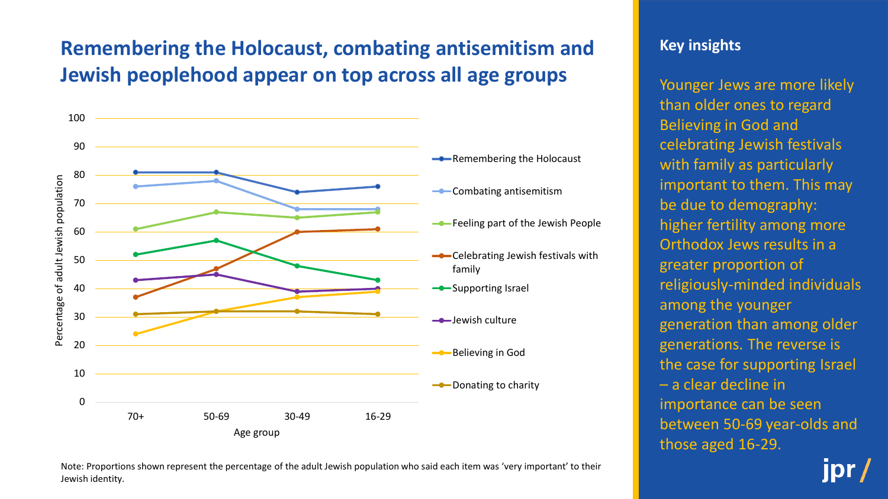## Remembering the Holocaust, combating antisemitism and Jewish peoplehood appear on top across all age groups

| Age group | Remembering the Holocaust | Combating antisemitism | Feeling part of the Jewish People | Celebrating Jewish festivals with family | Supporting Israel | Jewish culture | Believing in God | Donating to charity |
|---|---|---|---|---|---|---|---|---|
| 70+ | 81 | 76 | 61 | 37 | 52 | 43 | 24 | 31 |
| 50-69 | 81 | 78 | 67 | 47 | 57 | 45 | 32 | 32 |
| 30-49 | 74 | 68 | 65 | 60 | 48 | 39 | 37 | 32 |
| 16-29 | 76 | 68 | 67 | 61 | 43 | 40 | 39 | 31 |

Note: Proportions shown represent the percentage of the adult Jewish population who said each item was 'very important' to their Jewish identity.

### Key insights

Younger Jews are more likely than older ones to regard Believing in God and celebrating Jewish festivals with family as particularly important to them. This may be due to demography: higher fertility among more Orthodox Jews results in a greater proportion of religiously-minded individuals among the younger generation than among older generations. The reverse is the case for supporting Israel – a clear decline in importance can be seen between 50-69 year-olds and those aged 16-29.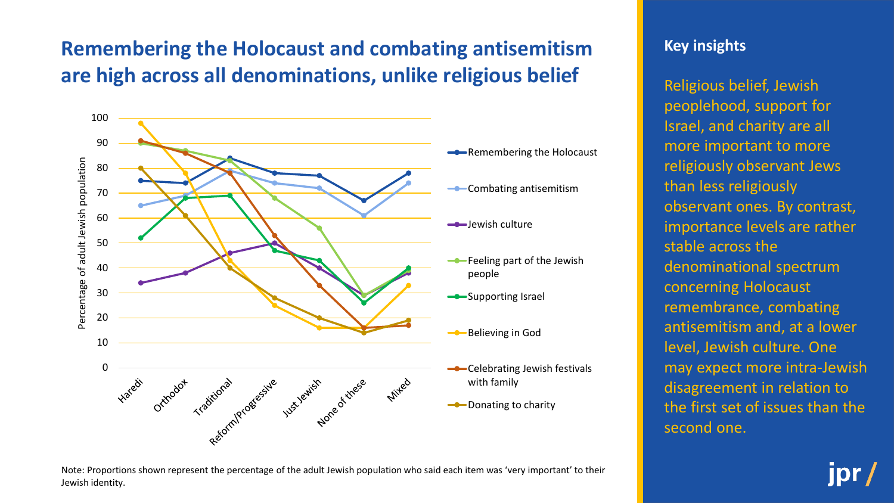## Remembering the Holocaust and combating antisemitism are high across all denominations, unlike religious belief

| | Haredi | Orthodox | Traditional | Reform/Progressive | Just Jewish | None of these | Mixed |
|---|---|---|---|---|---|---|---|
| Remembering the Holocaust | 75 | 74 | 84 | 78 | 77 | 67 | 78 |
| Combating antisemitism | 65 | 69 | 79 | 74 | 72 | 61 | 74 |
| Jewish culture | 34 | 38 | 46 | 50 | 40 | 29 | 38 |
| Feeling part of the Jewish people | 90 | 87 | 83 | 68 | 56 | 29 | 39 |
| Supporting Israel | 52 | 68 | 69 | 47 | 43 | 26 | 40 |
| Believing in God | 98 | 78 | 43 | 25 | 16 | 16 | 33 |
| Celebrating Jewish festivals with family | 91 | 86 | 78 | 53 | 33 | 16 | 17 |
| Donating to charity | 80 | 61 | 40 | 28 | 20 | 14 | 19 |

Percentage of adult Jewish population

Note: Proportions shown represent the percentage of the adult Jewish population who said each item was 'very important' to their Jewish identity.

### Key insights

Religious belief, Jewish peoplehood, support for Israel, and charity are all more important to more religiously observant Jews than less religiously observant ones. By contrast, importance levels are rather stable across the denominational spectrum concerning Holocaust remembrance, combating antisemitism and, at a lower level, Jewish culture. One may expect more intra-Jewish disagreement in relation to the first set of issues than the second one.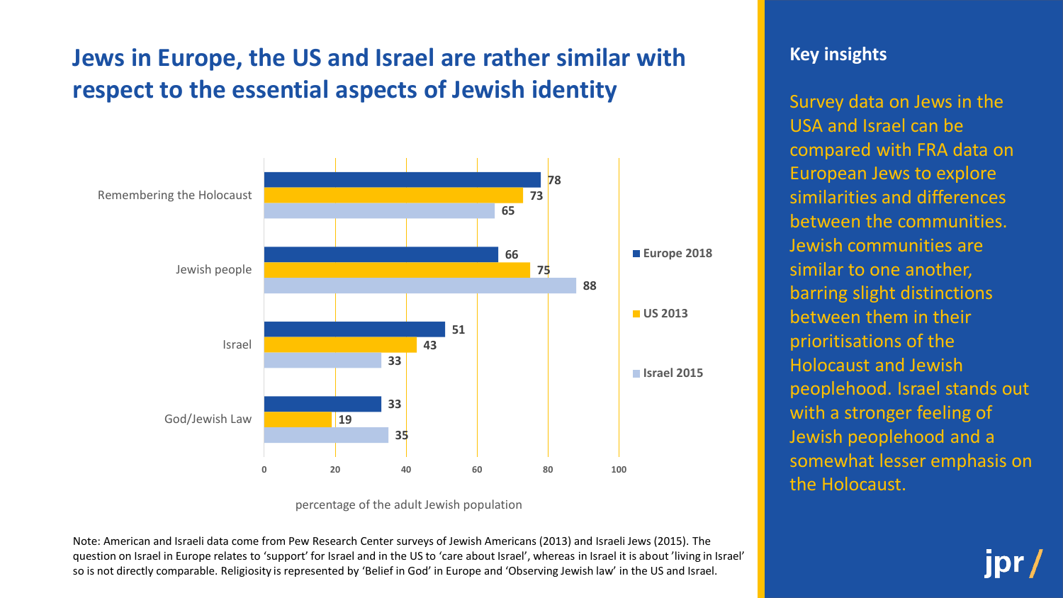# Jews in Europe, the US and Israel are rather similar with respect to the essential aspects of Jewish identity

| | Europe 2018 | US 2013 | Israel 2015 |
|---|---|---|---|
| Remembering the Holocaust | 78 | 73 | 65 |
| Jewish people | 66 | 75 | 88 |
| Israel | 51 | 43 | 33 |
| God/Jewish Law | 33 | 19 | 35 |

percentage of the adult Jewish population

Note: American and Israeli data come from Pew Research Center surveys of Jewish Americans (2013) and Israeli Jews (2015). The question on Israel in Europe relates to 'support' for Israel and in the US to 'care about Israel', whereas in Israel it is about 'living in Israel' so is not directly comparable. Religiosity is represented by 'Belief in God' in Europe and 'Observing Jewish law' in the US and Israel.

## Key insights

Survey data on Jews in the USA and Israel can be compared with FRA data on European Jews to explore similarities and differences between the communities. Jewish communities are similar to one another, barring slight distinctions between them in their prioritisations of the Holocaust and Jewish peoplehood. Israel stands out with a stronger feeling of Jewish peoplehood and a somewhat lesser emphasis on the Holocaust.

jpr /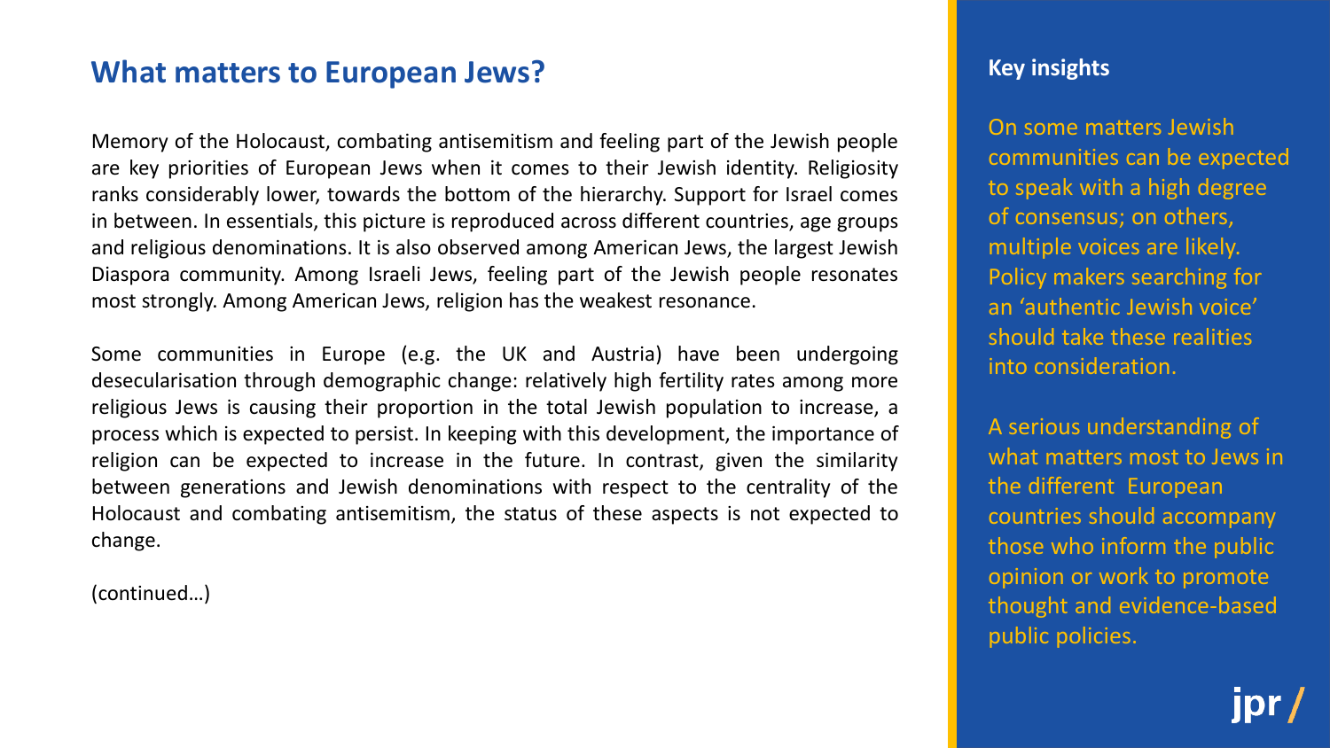## What matters to European Jews?

Memory of the Holocaust, combating antisemitism and feeling part of the Jewish people are key priorities of European Jews when it comes to their Jewish identity. Religiosity ranks considerably lower, towards the bottom of the hierarchy. Support for Israel comes in between. In essentials, this picture is reproduced across different countries, age groups and religious denominations. It is also observed among American Jews, the largest Jewish Diaspora community. Among Israeli Jews, feeling part of the Jewish people resonates most strongly. Among American Jews, religion has the weakest resonance.

Some communities in Europe (e.g. the UK and Austria) have been undergoing desecularisation through demographic change: relatively high fertility rates among more religious Jews is causing their proportion in the total Jewish population to increase, a process which is expected to persist. In keeping with this development, the importance of religion can be expected to increase in the future. In contrast, given the similarity between generations and Jewish denominations with respect to the centrality of the Holocaust and combating antisemitism, the status of these aspects is not expected to change.

(continued…)

### Key insights

On some matters Jewish communities can be expected to speak with a high degree of consensus; on others, multiple voices are likely. Policy makers searching for an 'authentic Jewish voice' should take these realities into consideration.

A serious understanding of what matters most to Jews in the different European countries should accompany those who inform the public opinion or work to promote thought and evidence-based public policies.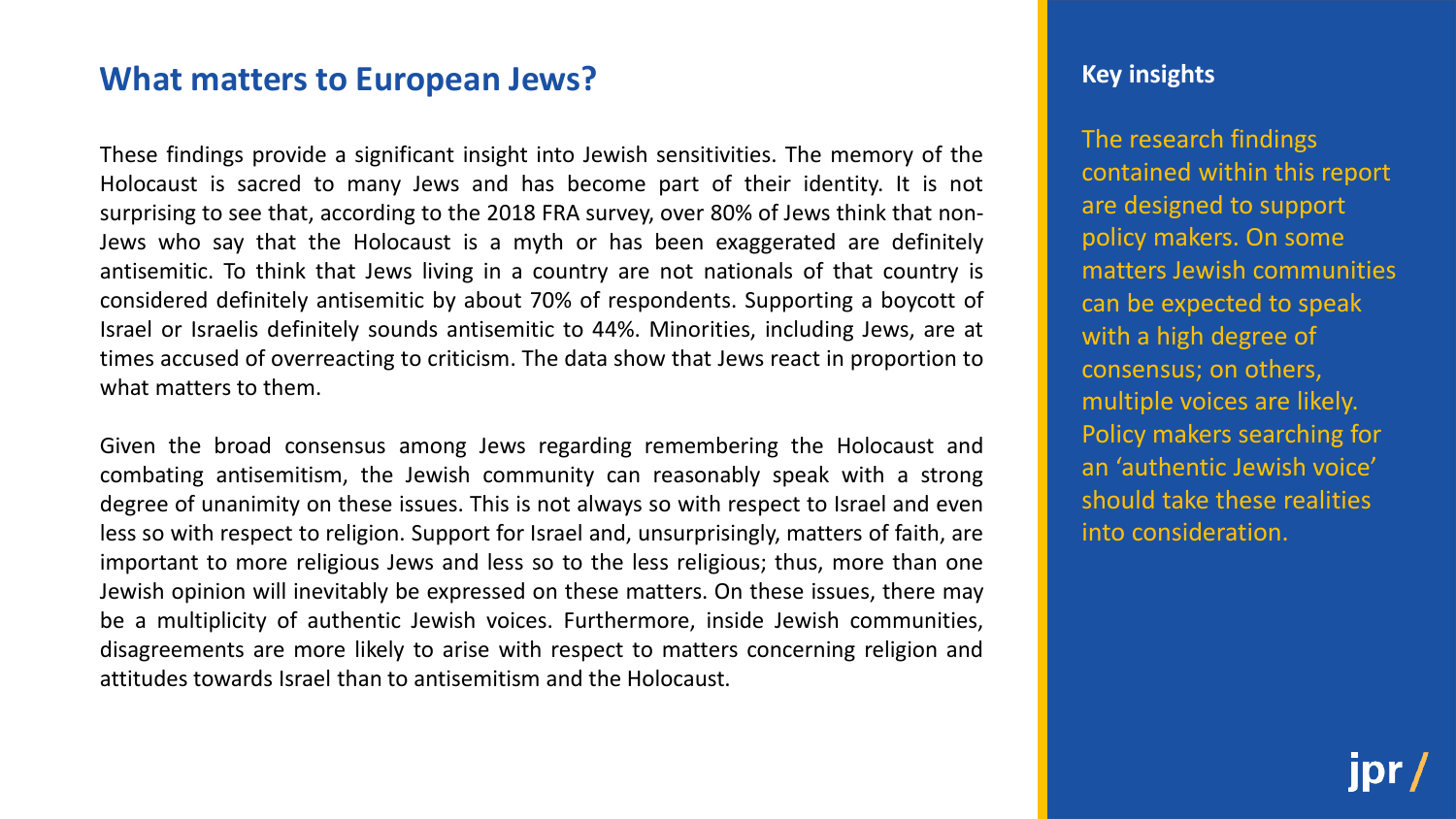## What matters to European Jews?

These findings provide a significant insight into Jewish sensitivities. The memory of the Holocaust is sacred to many Jews and has become part of their identity. It is not surprising to see that, according to the 2018 FRA survey, over 80% of Jews think that non-Jews who say that the Holocaust is a myth or has been exaggerated are definitely antisemitic. To think that Jews living in a country are not nationals of that country is considered definitely antisemitic by about 70% of respondents. Supporting a boycott of Israel or Israelis definitely sounds antisemitic to 44%. Minorities, including Jews, are at times accused of overreacting to criticism. The data show that Jews react in proportion to what matters to them.

Given the broad consensus among Jews regarding remembering the Holocaust and combating antisemitism, the Jewish community can reasonably speak with a strong degree of unanimity on these issues. This is not always so with respect to Israel and even less so with respect to religion. Support for Israel and, unsurprisingly, matters of faith, are important to more religious Jews and less so to the less religious; thus, more than one Jewish opinion will inevitably be expressed on these matters. On these issues, there may be a multiplicity of authentic Jewish voices. Furthermore, inside Jewish communities, disagreements are more likely to arise with respect to matters concerning religion and attitudes towards Israel than to antisemitism and the Holocaust.

### Key insights

The research findings contained within this report are designed to support policy makers. On some matters Jewish communities can be expected to speak with a high degree of consensus; on others, multiple voices are likely. Policy makers searching for an 'authentic Jewish voice' should take these realities into consideration.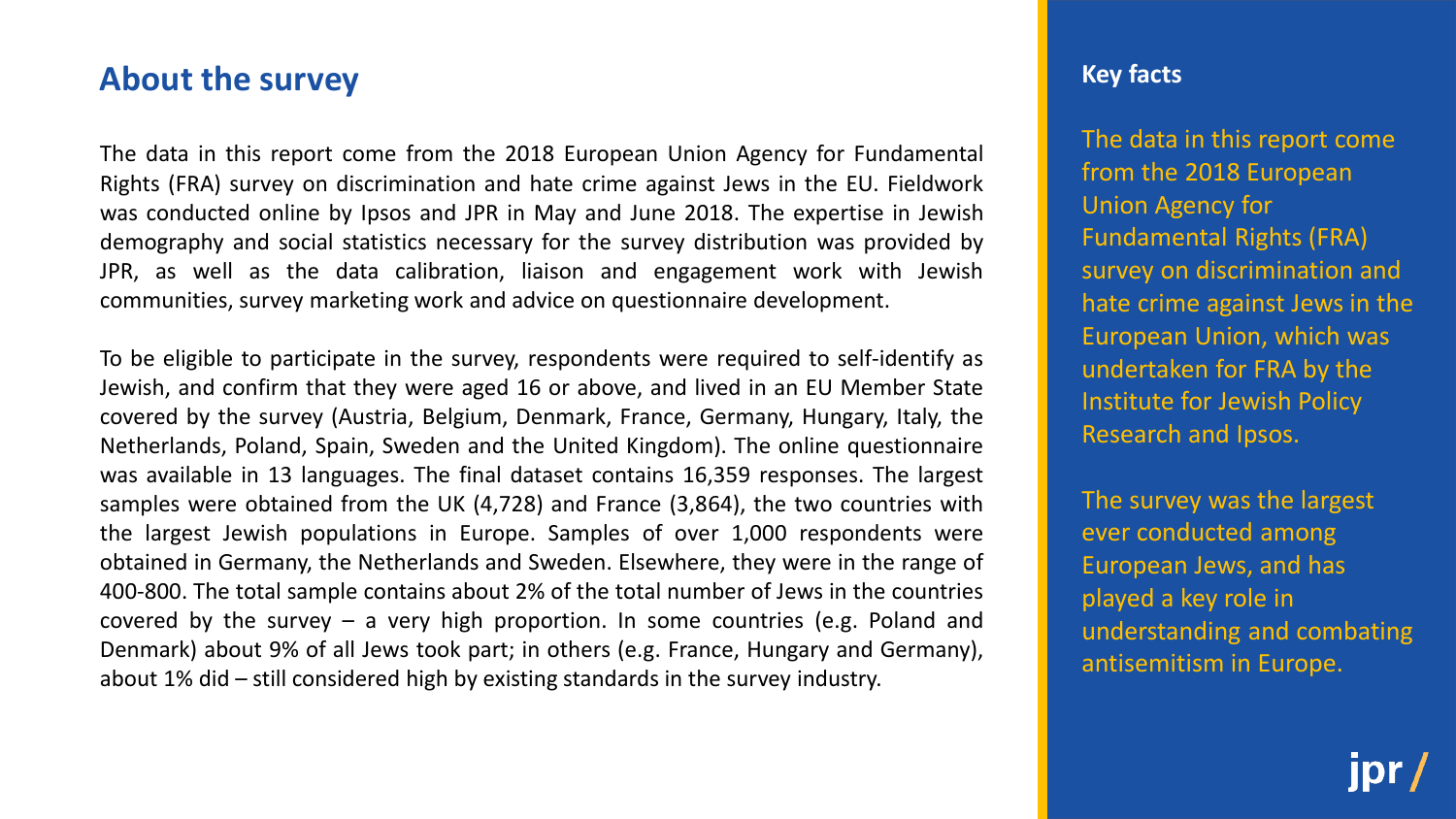## About the survey

The data in this report come from the 2018 European Union Agency for Fundamental Rights (FRA) survey on discrimination and hate crime against Jews in the EU. Fieldwork was conducted online by Ipsos and JPR in May and June 2018. The expertise in Jewish demography and social statistics necessary for the survey distribution was provided by JPR, as well as the data calibration, liaison and engagement work with Jewish communities, survey marketing work and advice on questionnaire development.

To be eligible to participate in the survey, respondents were required to self-identify as Jewish, and confirm that they were aged 16 or above, and lived in an EU Member State covered by the survey (Austria, Belgium, Denmark, France, Germany, Hungary, Italy, the Netherlands, Poland, Spain, Sweden and the United Kingdom). The online questionnaire was available in 13 languages. The final dataset contains 16,359 responses. The largest samples were obtained from the UK (4,728) and France (3,864), the two countries with the largest Jewish populations in Europe. Samples of over 1,000 respondents were obtained in Germany, the Netherlands and Sweden. Elsewhere, they were in the range of 400-800. The total sample contains about 2% of the total number of Jews in the countries covered by the survey – a very high proportion. In some countries (e.g. Poland and Denmark) about 9% of all Jews took part; in others (e.g. France, Hungary and Germany), about 1% did – still considered high by existing standards in the survey industry.

### Key facts

The data in this report come from the 2018 European Union Agency for Fundamental Rights (FRA) survey on discrimination and hate crime against Jews in the European Union, which was undertaken for FRA by the Institute for Jewish Policy Research and Ipsos.

The survey was the largest ever conducted among European Jews, and has played a key role in understanding and combating antisemitism in Europe.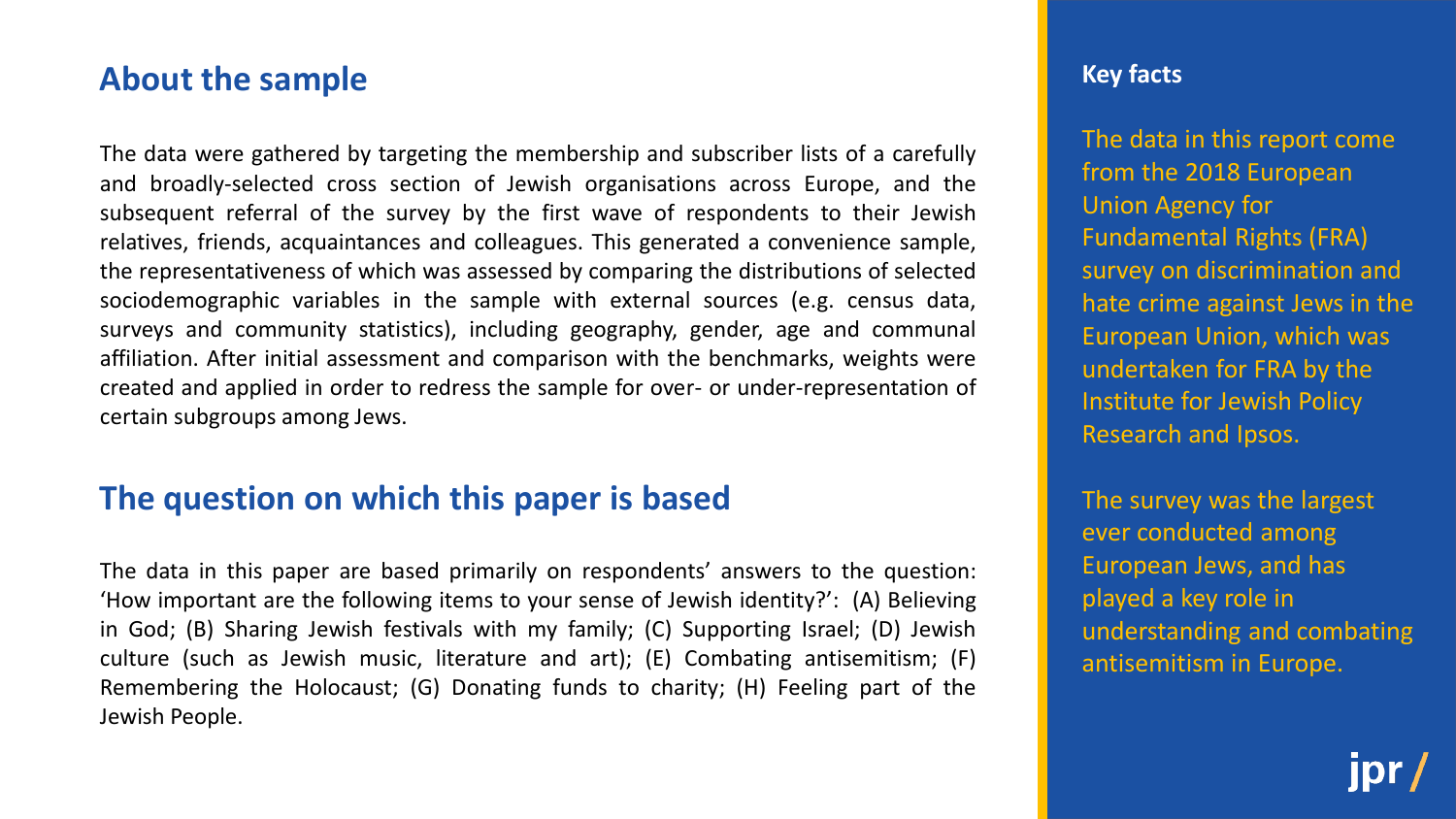## About the sample

The data were gathered by targeting the membership and subscriber lists of a carefully and broadly-selected cross section of Jewish organisations across Europe, and the subsequent referral of the survey by the first wave of respondents to their Jewish relatives, friends, acquaintances and colleagues. This generated a convenience sample, the representativeness of which was assessed by comparing the distributions of selected sociodemographic variables in the sample with external sources (e.g. census data, surveys and community statistics), including geography, gender, age and communal affiliation. After initial assessment and comparison with the benchmarks, weights were created and applied in order to redress the sample for over- or under-representation of certain subgroups among Jews.

## The question on which this paper is based

The data in this paper are based primarily on respondents' answers to the question: 'How important are the following items to your sense of Jewish identity?': (A) Believing in God; (B) Sharing Jewish festivals with my family; (C) Supporting Israel; (D) Jewish culture (such as Jewish music, literature and art); (E) Combating antisemitism; (F) Remembering the Holocaust; (G) Donating funds to charity; (H) Feeling part of the Jewish People.

### Key facts

The data in this report come from the 2018 European Union Agency for Fundamental Rights (FRA) survey on discrimination and hate crime against Jews in the European Union, which was undertaken for FRA by the Institute for Jewish Policy Research and Ipsos.

The survey was the largest ever conducted among European Jews, and has played a key role in understanding and combating antisemitism in Europe.

jpr /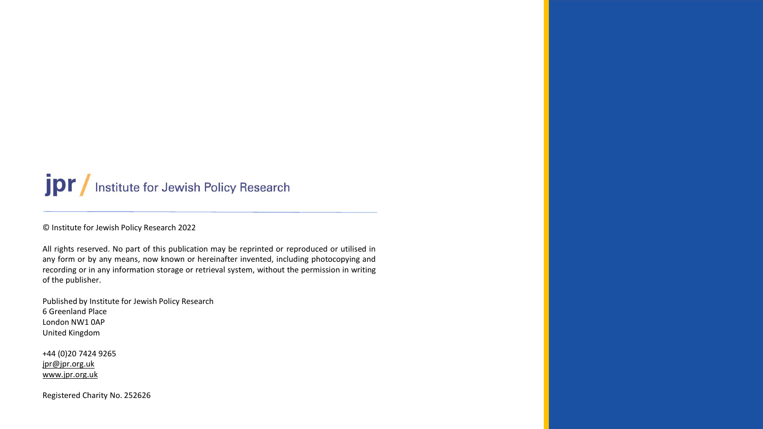**jpr** / Institute for Jewish Policy Research

© Institute for Jewish Policy Research 2022

All rights reserved. No part of this publication may be reprinted or reproduced or utilised in any form or by any means, now known or hereinafter invented, including photocopying and recording or in any information storage or retrieval system, without the permission in writing of the publisher.

Published by Institute for Jewish Policy Research
6 Greenland Place
London NW1 0AP
United Kingdom

+44 (0)20 7424 9265
jpr@jpr.org.uk
www.jpr.org.uk

Registered Charity No. 252626